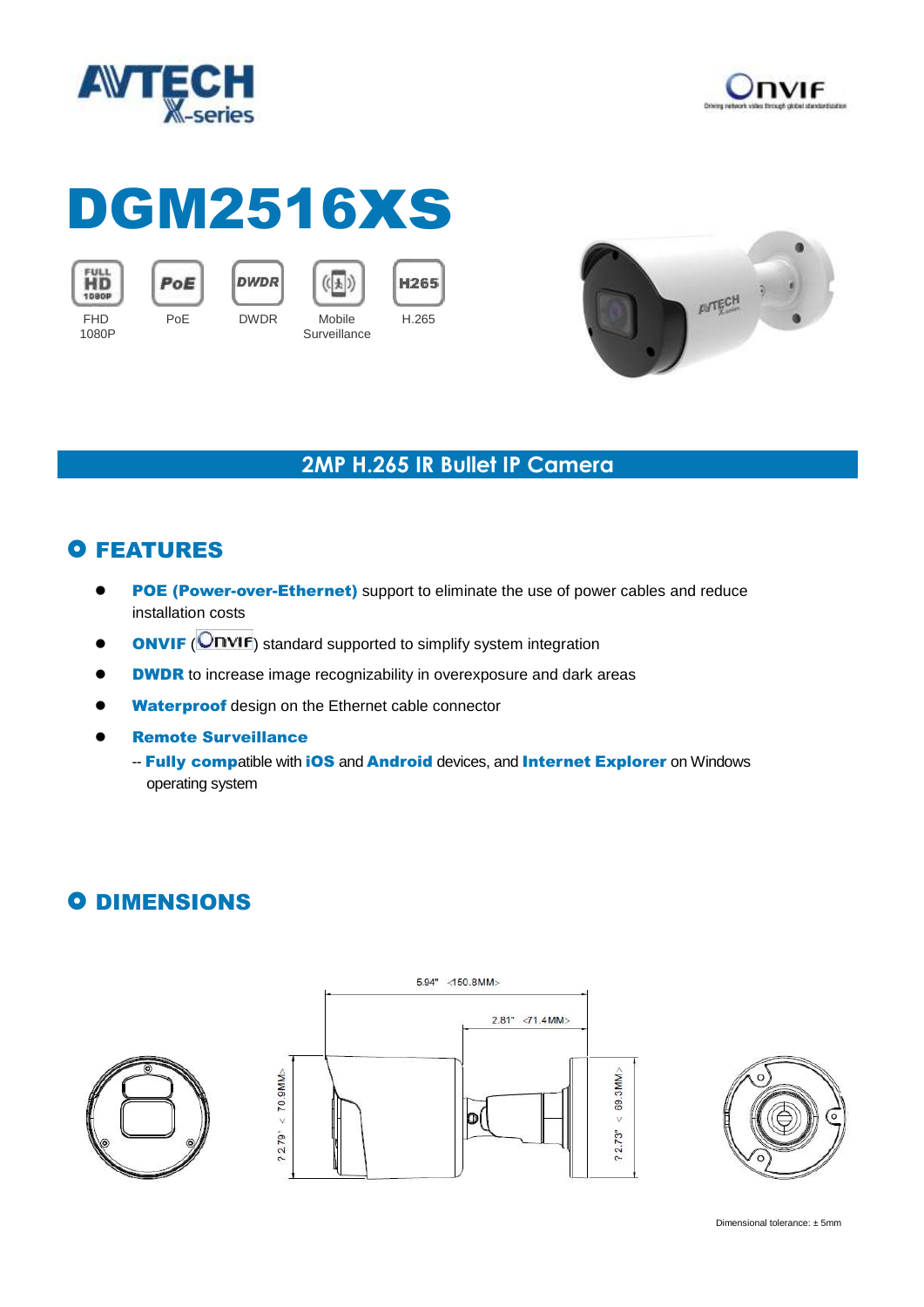# DGM2516XS

FHD 1080P | PoE | DWDR | Mobile Surveillance | H.265

## 2MP H.265 IR Bullet IP Camera

## FEATURES

- **POE (Power-over-Ethernet)** support to eliminate the use of power cables and reduce installation costs
- **ONVIF** (ONVIF) standard supported to simplify system integration
- **DWDR** to increase image recognizability in overexposure and dark areas
- **Waterproof** design on the Ethernet cable connector
- **Remote Surveillance**
  -- **Fully compa**tible with **iOS** and **Android** devices, and **Internet Explorer** on Windows operating system

## DIMENSIONS

5.94" <150.8MM>

2.81" <71.4MM>

? 2.79" < 70.9MM>

? 2.73" < 69.3MM>

Dimensional tolerance: ± 5mm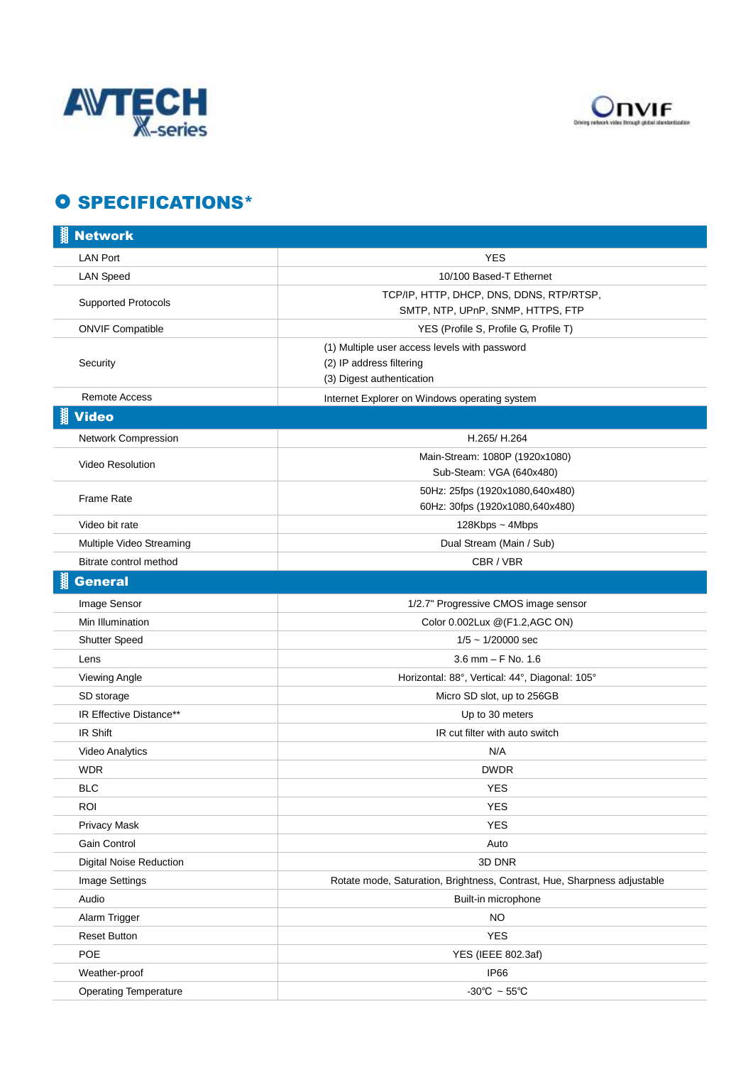# SPECIFICATIONS*

## Network

| | |
|---|---|
| LAN Port | YES |
| LAN Speed | 10/100 Based-T Ethernet |
| Supported Protocols | TCP/IP, HTTP, DHCP, DNS, DDNS, RTP/RTSP, SMTP, NTP, UPnP, SNMP, HTTPS, FTP |
| ONVIF Compatible | YES (Profile S, Profile G, Profile T) |
| Security | (1) Multiple user access levels with password<br>(2) IP address filtering<br>(3) Digest authentication |
| Remote Access | Internet Explorer on Windows operating system |

## Video

| | |
|---|---|
| Network Compression | H.265/ H.264 |
| Video Resolution | Main-Stream: 1080P (1920x1080)<br>Sub-Steam: VGA (640x480) |
| Frame Rate | 50Hz: 25fps (1920x1080,640x480)<br>60Hz: 30fps (1920x1080,640x480) |
| Video bit rate | 128Kbps ~ 4Mbps |
| Multiple Video Streaming | Dual Stream (Main / Sub) |
| Bitrate control method | CBR / VBR |

## General

| | |
|---|---|
| Image Sensor | 1/2.7" Progressive CMOS image sensor |
| Min Illumination | Color 0.002Lux @(F1.2,AGC ON) |
| Shutter Speed | 1/5 ~ 1/20000 sec |
| Lens | 3.6 mm – F No. 1.6 |
| Viewing Angle | Horizontal: 88°, Vertical: 44°, Diagonal: 105° |
| SD storage | Micro SD slot, up to 256GB |
| IR Effective Distance** | Up to 30 meters |
| IR Shift | IR cut filter with auto switch |
| Video Analytics | N/A |
| WDR | DWDR |
| BLC | YES |
| ROI | YES |
| Privacy Mask | YES |
| Gain Control | Auto |
| Digital Noise Reduction | 3D DNR |
| Image Settings | Rotate mode, Saturation, Brightness, Contrast, Hue, Sharpness adjustable |
| Audio | Built-in microphone |
| Alarm Trigger | NO |
| Reset Button | YES |
| POE | YES (IEEE 802.3af) |
| Weather-proof | IP66 |
| Operating Temperature | -30℃ ~ 55℃ |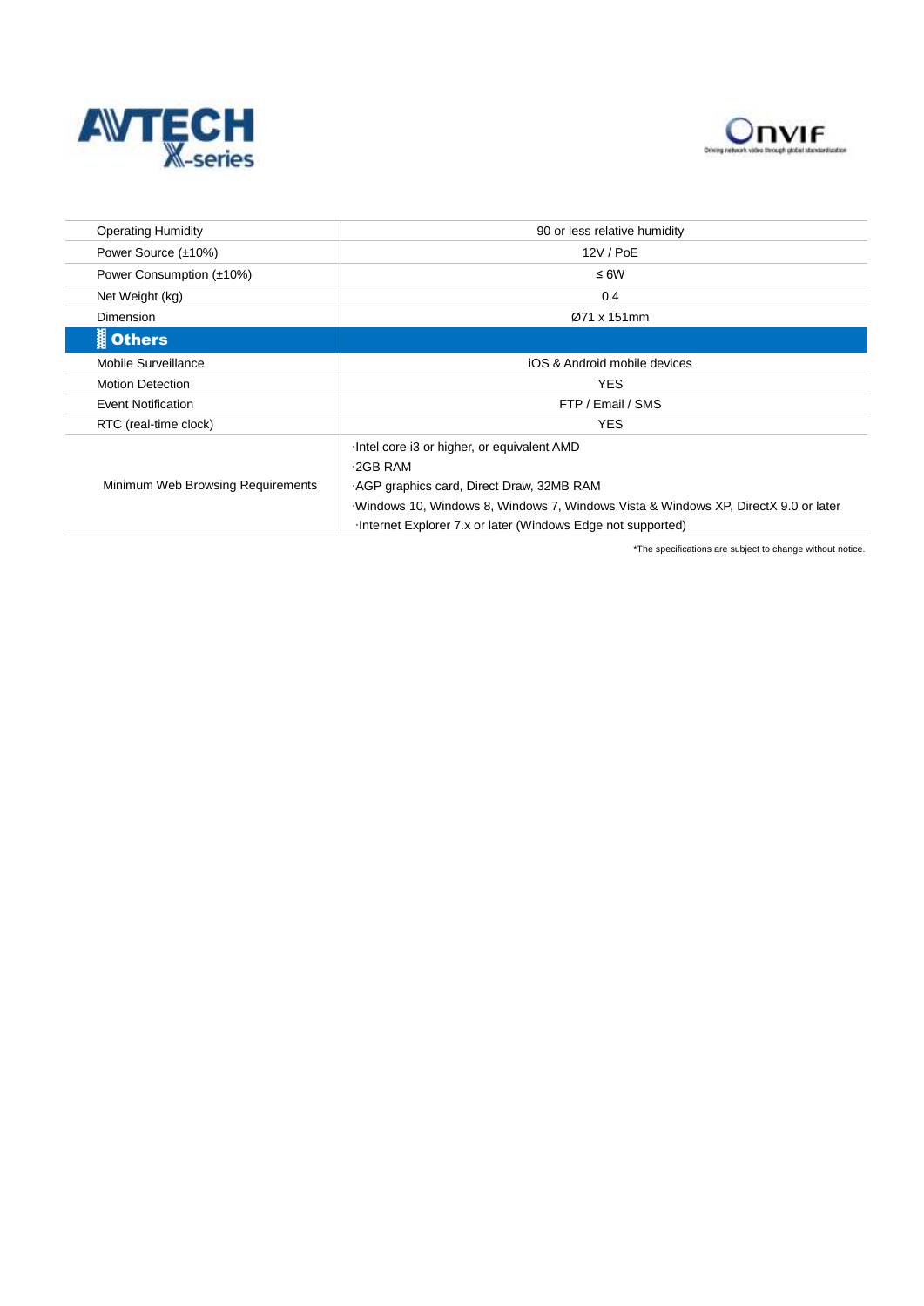| | |
|---|---|
| Operating Humidity | 90 or less relative humidity |
| Power Source (±10%) | 12V / PoE |
| Power Consumption (±10%) | ≤ 6W |
| Net Weight (kg) | 0.4 |
| Dimension | Ø71 x 151mm |
| **Others** | |
| Mobile Surveillance | iOS & Android mobile devices |
| Motion Detection | YES |
| Event Notification | FTP / Email / SMS |
| RTC (real-time clock) | YES |
| Minimum Web Browsing Requirements | ·Intel core i3 or higher, or equivalent AMD<br>·2GB RAM<br>·AGP graphics card, Direct Draw, 32MB RAM<br>·Windows 10, Windows 8, Windows 7, Windows Vista & Windows XP, DirectX 9.0 or later<br>·Internet Explorer 7.x or later (Windows Edge not supported) |

*The specifications are subject to change without notice.